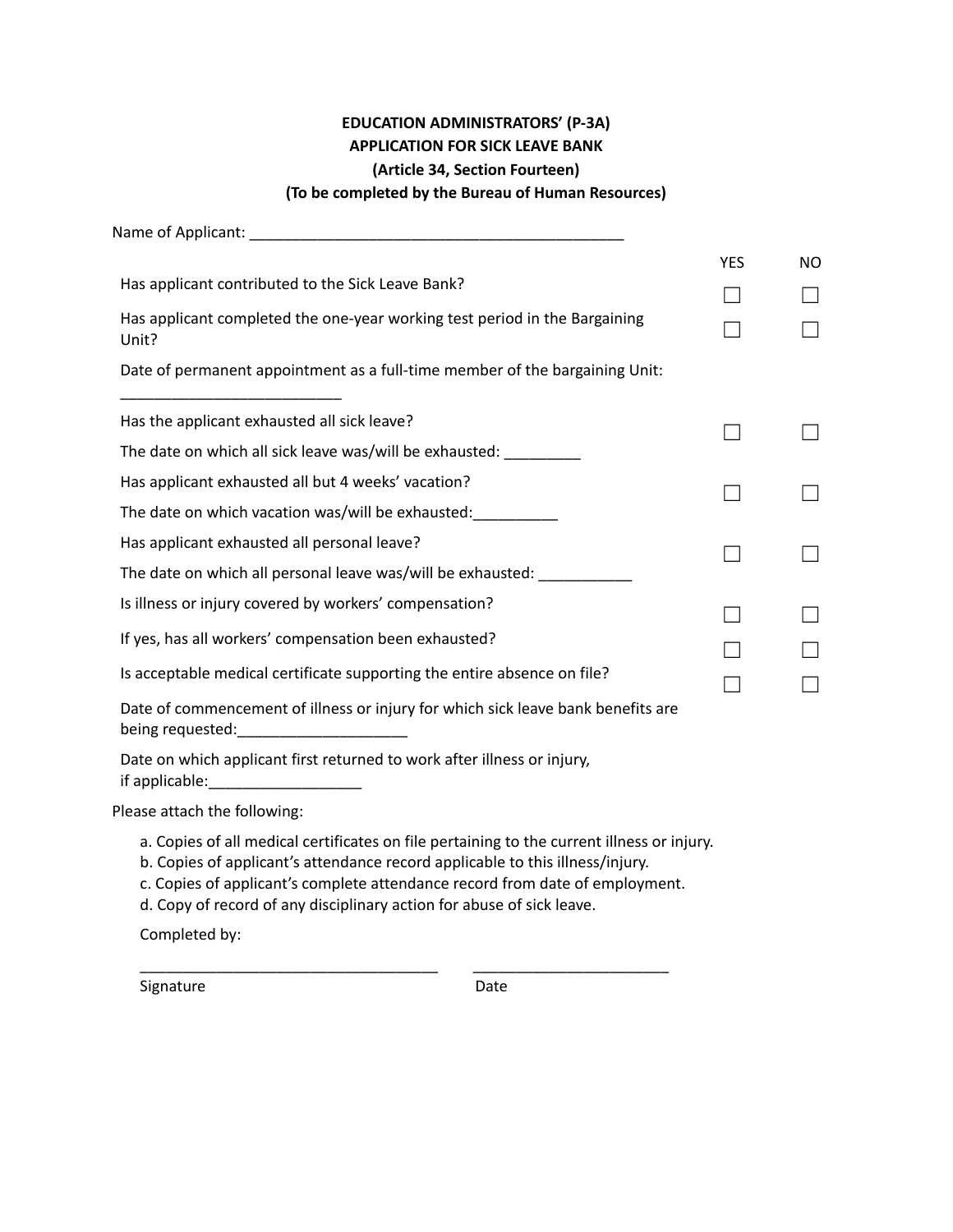**EDUCATION ADMINISTRATORS' (P-3A)**
**APPLICATION FOR SICK LEAVE BANK**
**(Article 34, Section Fourteen)**
**(To be completed by the Bureau of Human Resources)**

Name of Applicant: ____________________________________________

| | YES | NO |
|---|---|---|
| Has applicant contributed to the Sick Leave Bank? | ☐ | ☐ |
| Has applicant completed the one-year working test period in the Bargaining Unit? | ☐ | ☐ |
| Date of permanent appointment as a full-time member of the bargaining Unit: __________________________ | | |
| Has the applicant exhausted all sick leave? The date on which all sick leave was/will be exhausted: _________ | ☐ | ☐ |
| Has applicant exhausted all but 4 weeks' vacation? The date on which vacation was/will be exhausted:__________ | ☐ | ☐ |
| Has applicant exhausted all personal leave? The date on which all personal leave was/will be exhausted: ___________ | ☐ | ☐ |
| Is illness or injury covered by workers' compensation? | ☐ | ☐ |
| If yes, has all workers' compensation been exhausted? | ☐ | ☐ |
| Is acceptable medical certificate supporting the entire absence on file? | ☐ | ☐ |

Date of commencement of illness or injury for which sick leave bank benefits are being requested:____________________

Date on which applicant first returned to work after illness or injury, if applicable:__________________

Please attach the following:

a. Copies of all medical certificates on file pertaining to the current illness or injury.
b. Copies of applicant's attendance record applicable to this illness/injury.
c. Copies of applicant's complete attendance record from date of employment.
d. Copy of record of any disciplinary action for abuse of sick leave.

Completed by:

____________________________________ ________________________

Signature Date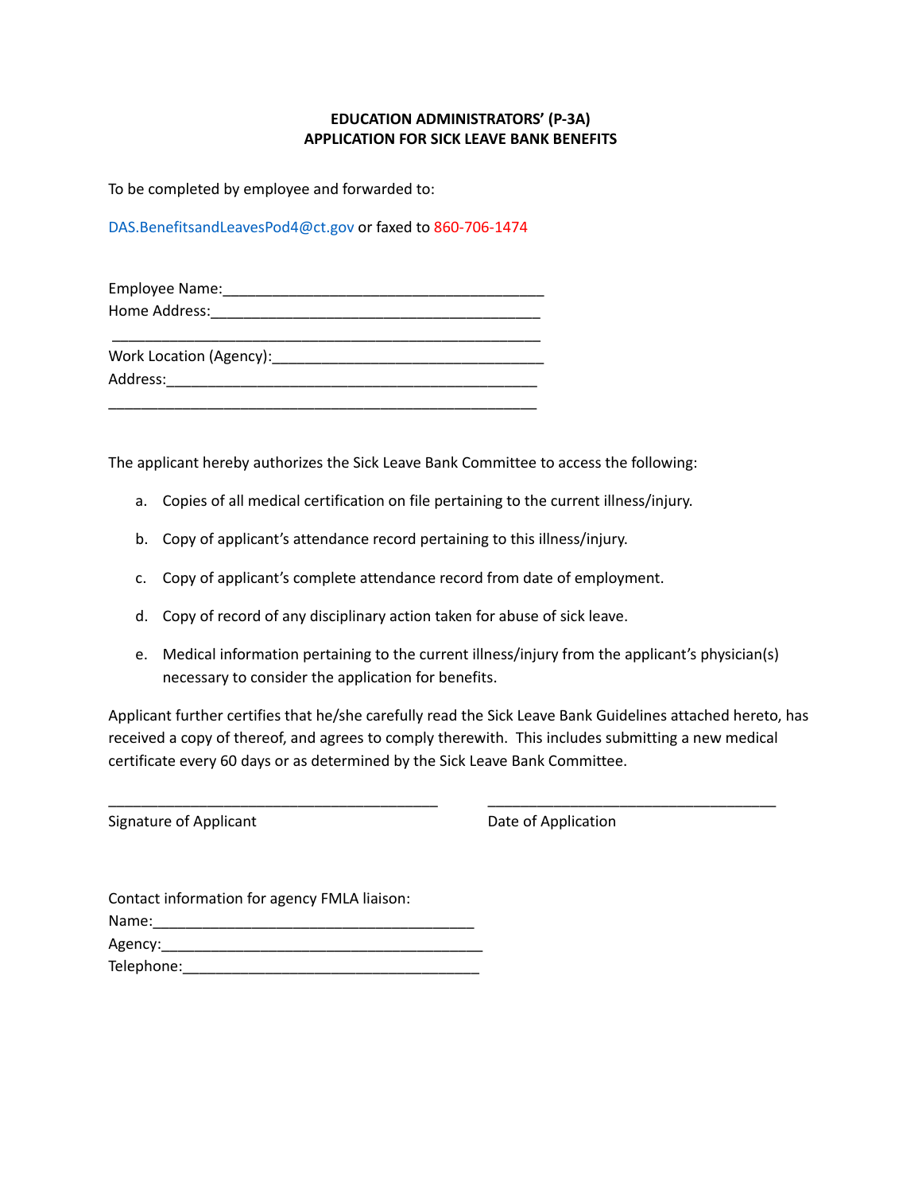**EDUCATION ADMINISTRATORS' (P-3A)**
**APPLICATION FOR SICK LEAVE BANK BENEFITS**

To be completed by employee and forwarded to:

DAS.BenefitsandLeavesPod4@ct.gov or faxed to 860-706-1474

Employee Name:________________________________________
Home Address:_________________________________________
_____________________________________________________
Work Location (Agency):_________________________________
Address:______________________________________________
_____________________________________________________

The applicant hereby authorizes the Sick Leave Bank Committee to access the following:

a. Copies of all medical certification on file pertaining to the current illness/injury.

b. Copy of applicant's attendance record pertaining to this illness/injury.

c. Copy of applicant's complete attendance record from date of employment.

d. Copy of record of any disciplinary action taken for abuse of sick leave.

e. Medical information pertaining to the current illness/injury from the applicant's physician(s) necessary to consider the application for benefits.

Applicant further certifies that he/she carefully read the Sick Leave Bank Guidelines attached hereto, has received a copy of thereof, and agrees to comply therewith. This includes submitting a new medical certificate every 60 days or as determined by the Sick Leave Bank Committee.

_________________________________________ ____________________________________
Signature of Applicant Date of Application

Contact information for agency FMLA liaison:
Name:________________________________________
Agency:_______________________________________
Telephone:_____________________________________